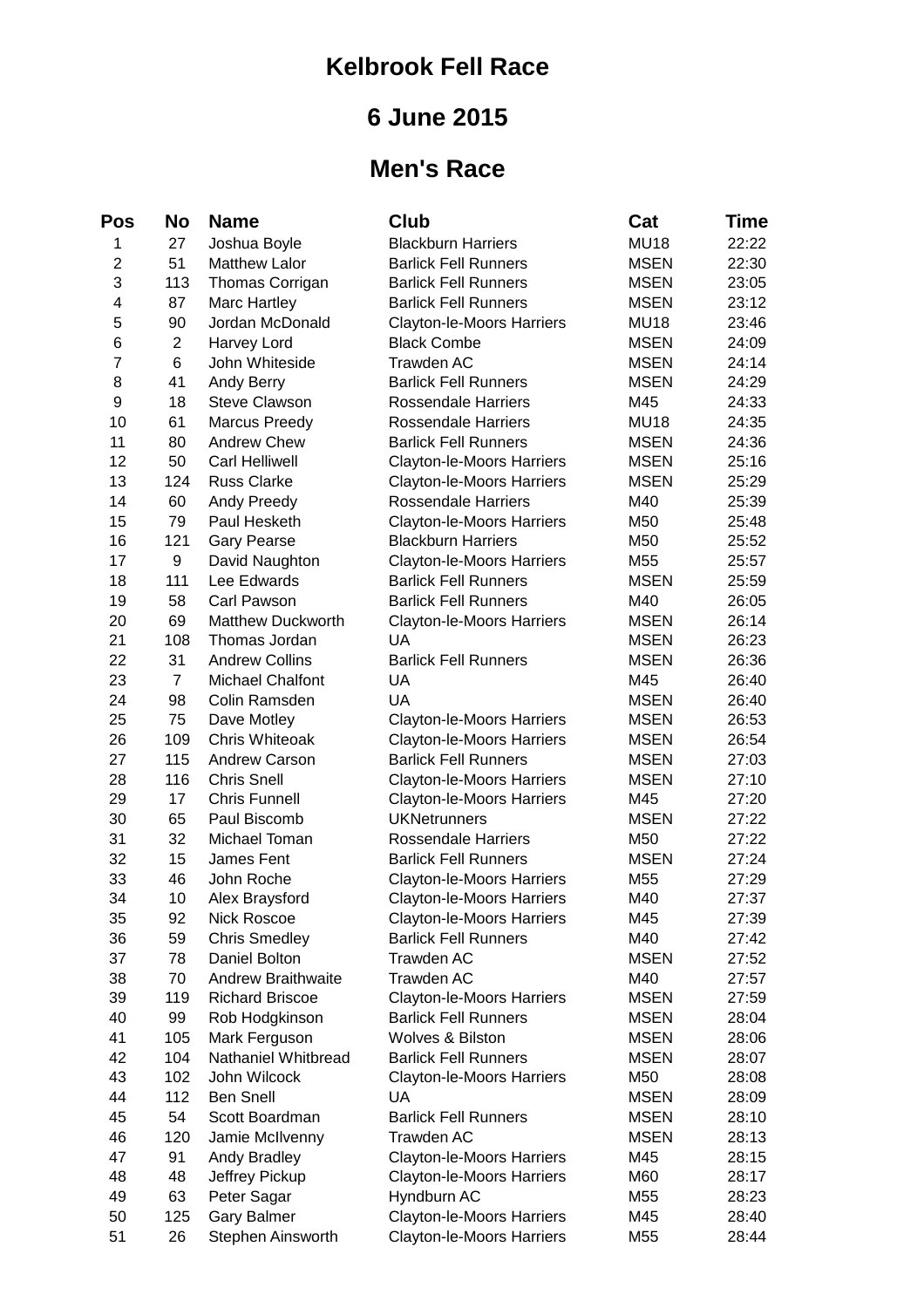# Kelbrook Fell Race

## 6 June 2015

## Men's Race

| Pos | No | Name | Club | Cat | Time |
|---|---|---|---|---|---|
| 1 | 27 | Joshua Boyle | Blackburn Harriers | MU18 | 22:22 |
| 2 | 51 | Matthew Lalor | Barlick Fell Runners | MSEN | 22:30 |
| 3 | 113 | Thomas Corrigan | Barlick Fell Runners | MSEN | 23:05 |
| 4 | 87 | Marc Hartley | Barlick Fell Runners | MSEN | 23:12 |
| 5 | 90 | Jordan McDonald | Clayton-le-Moors Harriers | MU18 | 23:46 |
| 6 | 2 | Harvey Lord | Black Combe | MSEN | 24:09 |
| 7 | 6 | John Whiteside | Trawden AC | MSEN | 24:14 |
| 8 | 41 | Andy Berry | Barlick Fell Runners | MSEN | 24:29 |
| 9 | 18 | Steve Clawson | Rossendale Harriers | M45 | 24:33 |
| 10 | 61 | Marcus Preedy | Rossendale Harriers | MU18 | 24:35 |
| 11 | 80 | Andrew Chew | Barlick Fell Runners | MSEN | 24:36 |
| 12 | 50 | Carl Helliwell | Clayton-le-Moors Harriers | MSEN | 25:16 |
| 13 | 124 | Russ Clarke | Clayton-le-Moors Harriers | MSEN | 25:29 |
| 14 | 60 | Andy Preedy | Rossendale Harriers | M40 | 25:39 |
| 15 | 79 | Paul Hesketh | Clayton-le-Moors Harriers | M50 | 25:48 |
| 16 | 121 | Gary Pearse | Blackburn Harriers | M50 | 25:52 |
| 17 | 9 | David Naughton | Clayton-le-Moors Harriers | M55 | 25:57 |
| 18 | 111 | Lee Edwards | Barlick Fell Runners | MSEN | 25:59 |
| 19 | 58 | Carl Pawson | Barlick Fell Runners | M40 | 26:05 |
| 20 | 69 | Matthew Duckworth | Clayton-le-Moors Harriers | MSEN | 26:14 |
| 21 | 108 | Thomas Jordan | UA | MSEN | 26:23 |
| 22 | 31 | Andrew Collins | Barlick Fell Runners | MSEN | 26:36 |
| 23 | 7 | Michael Chalfont | UA | M45 | 26:40 |
| 24 | 98 | Colin Ramsden | UA | MSEN | 26:40 |
| 25 | 75 | Dave Motley | Clayton-le-Moors Harriers | MSEN | 26:53 |
| 26 | 109 | Chris Whiteoak | Clayton-le-Moors Harriers | MSEN | 26:54 |
| 27 | 115 | Andrew Carson | Barlick Fell Runners | MSEN | 27:03 |
| 28 | 116 | Chris Snell | Clayton-le-Moors Harriers | MSEN | 27:10 |
| 29 | 17 | Chris Funnell | Clayton-le-Moors Harriers | M45 | 27:20 |
| 30 | 65 | Paul Biscomb | UKNetrunners | MSEN | 27:22 |
| 31 | 32 | Michael Toman | Rossendale Harriers | M50 | 27:22 |
| 32 | 15 | James Fent | Barlick Fell Runners | MSEN | 27:24 |
| 33 | 46 | John Roche | Clayton-le-Moors Harriers | M55 | 27:29 |
| 34 | 10 | Alex Braysford | Clayton-le-Moors Harriers | M40 | 27:37 |
| 35 | 92 | Nick Roscoe | Clayton-le-Moors Harriers | M45 | 27:39 |
| 36 | 59 | Chris Smedley | Barlick Fell Runners | M40 | 27:42 |
| 37 | 78 | Daniel Bolton | Trawden AC | MSEN | 27:52 |
| 38 | 70 | Andrew Braithwaite | Trawden AC | M40 | 27:57 |
| 39 | 119 | Richard Briscoe | Clayton-le-Moors Harriers | MSEN | 27:59 |
| 40 | 99 | Rob Hodgkinson | Barlick Fell Runners | MSEN | 28:04 |
| 41 | 105 | Mark Ferguson | Wolves & Bilston | MSEN | 28:06 |
| 42 | 104 | Nathaniel Whitbread | Barlick Fell Runners | MSEN | 28:07 |
| 43 | 102 | John Wilcock | Clayton-le-Moors Harriers | M50 | 28:08 |
| 44 | 112 | Ben Snell | UA | MSEN | 28:09 |
| 45 | 54 | Scott Boardman | Barlick Fell Runners | MSEN | 28:10 |
| 46 | 120 | Jamie McIlvenny | Trawden AC | MSEN | 28:13 |
| 47 | 91 | Andy Bradley | Clayton-le-Moors Harriers | M45 | 28:15 |
| 48 | 48 | Jeffrey Pickup | Clayton-le-Moors Harriers | M60 | 28:17 |
| 49 | 63 | Peter Sagar | Hyndburn AC | M55 | 28:23 |
| 50 | 125 | Gary Balmer | Clayton-le-Moors Harriers | M45 | 28:40 |
| 51 | 26 | Stephen Ainsworth | Clayton-le-Moors Harriers | M55 | 28:44 |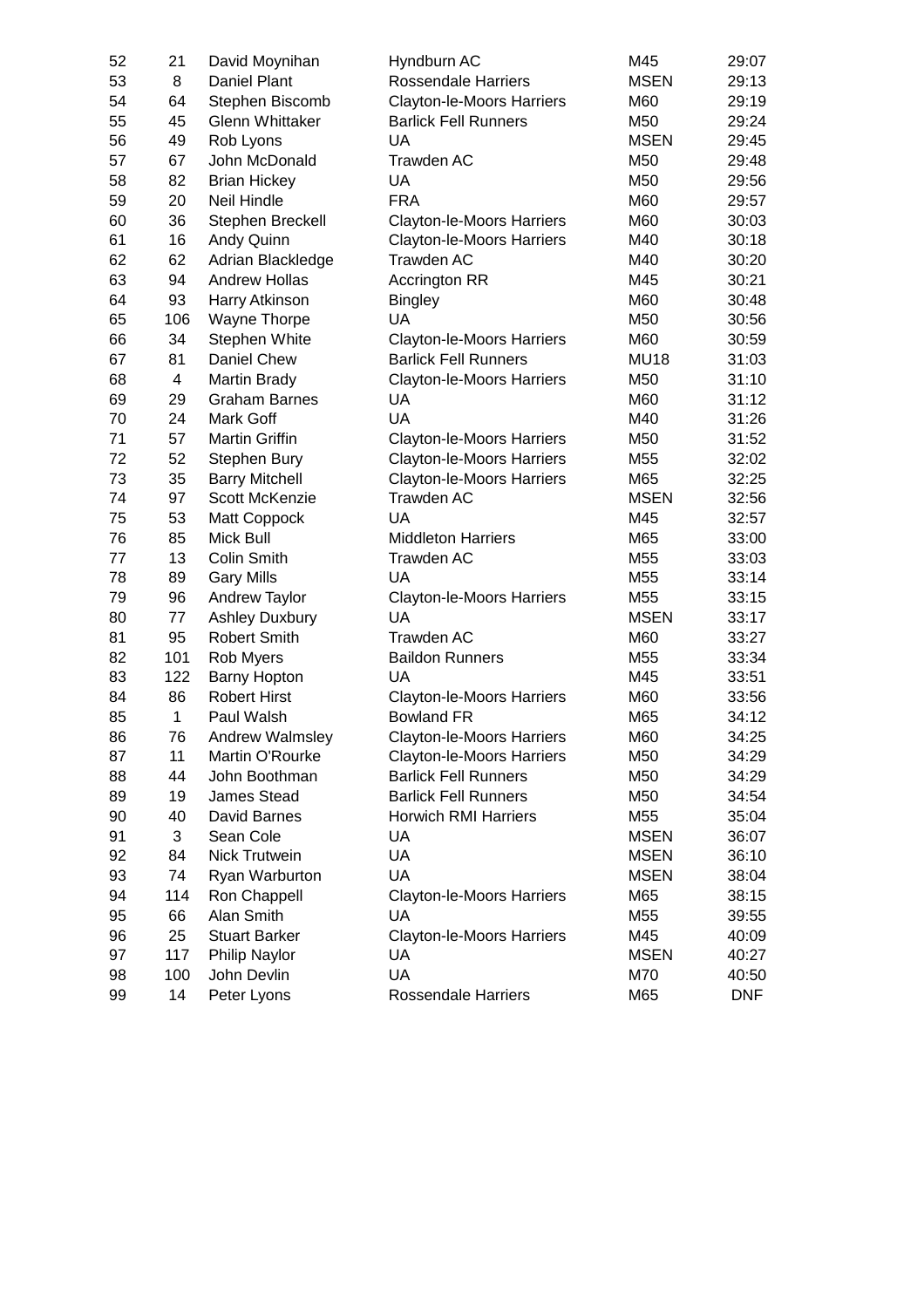| | | | | | |
|---|---|---|---|---|---|
| 52 | 21 | David Moynihan | Hyndburn AC | M45 | 29:07 |
| 53 | 8 | Daniel Plant | Rossendale Harriers | MSEN | 29:13 |
| 54 | 64 | Stephen Biscomb | Clayton-le-Moors Harriers | M60 | 29:19 |
| 55 | 45 | Glenn Whittaker | Barlick Fell Runners | M50 | 29:24 |
| 56 | 49 | Rob Lyons | UA | MSEN | 29:45 |
| 57 | 67 | John McDonald | Trawden AC | M50 | 29:48 |
| 58 | 82 | Brian Hickey | UA | M50 | 29:56 |
| 59 | 20 | Neil Hindle | FRA | M60 | 29:57 |
| 60 | 36 | Stephen Breckell | Clayton-le-Moors Harriers | M60 | 30:03 |
| 61 | 16 | Andy Quinn | Clayton-le-Moors Harriers | M40 | 30:18 |
| 62 | 62 | Adrian Blackledge | Trawden AC | M40 | 30:20 |
| 63 | 94 | Andrew Hollas | Accrington RR | M45 | 30:21 |
| 64 | 93 | Harry Atkinson | Bingley | M60 | 30:48 |
| 65 | 106 | Wayne Thorpe | UA | M50 | 30:56 |
| 66 | 34 | Stephen White | Clayton-le-Moors Harriers | M60 | 30:59 |
| 67 | 81 | Daniel Chew | Barlick Fell Runners | MU18 | 31:03 |
| 68 | 4 | Martin Brady | Clayton-le-Moors Harriers | M50 | 31:10 |
| 69 | 29 | Graham Barnes | UA | M60 | 31:12 |
| 70 | 24 | Mark Goff | UA | M40 | 31:26 |
| 71 | 57 | Martin Griffin | Clayton-le-Moors Harriers | M50 | 31:52 |
| 72 | 52 | Stephen Bury | Clayton-le-Moors Harriers | M55 | 32:02 |
| 73 | 35 | Barry Mitchell | Clayton-le-Moors Harriers | M65 | 32:25 |
| 74 | 97 | Scott McKenzie | Trawden AC | MSEN | 32:56 |
| 75 | 53 | Matt Coppock | UA | M45 | 32:57 |
| 76 | 85 | Mick Bull | Middleton Harriers | M65 | 33:00 |
| 77 | 13 | Colin Smith | Trawden AC | M55 | 33:03 |
| 78 | 89 | Gary Mills | UA | M55 | 33:14 |
| 79 | 96 | Andrew Taylor | Clayton-le-Moors Harriers | M55 | 33:15 |
| 80 | 77 | Ashley Duxbury | UA | MSEN | 33:17 |
| 81 | 95 | Robert Smith | Trawden AC | M60 | 33:27 |
| 82 | 101 | Rob Myers | Baildon Runners | M55 | 33:34 |
| 83 | 122 | Barny Hopton | UA | M45 | 33:51 |
| 84 | 86 | Robert Hirst | Clayton-le-Moors Harriers | M60 | 33:56 |
| 85 | 1 | Paul Walsh | Bowland FR | M65 | 34:12 |
| 86 | 76 | Andrew Walmsley | Clayton-le-Moors Harriers | M60 | 34:25 |
| 87 | 11 | Martin O'Rourke | Clayton-le-Moors Harriers | M50 | 34:29 |
| 88 | 44 | John Boothman | Barlick Fell Runners | M50 | 34:29 |
| 89 | 19 | James Stead | Barlick Fell Runners | M50 | 34:54 |
| 90 | 40 | David Barnes | Horwich RMI Harriers | M55 | 35:04 |
| 91 | 3 | Sean Cole | UA | MSEN | 36:07 |
| 92 | 84 | Nick Trutwein | UA | MSEN | 36:10 |
| 93 | 74 | Ryan Warburton | UA | MSEN | 38:04 |
| 94 | 114 | Ron Chappell | Clayton-le-Moors Harriers | M65 | 38:15 |
| 95 | 66 | Alan Smith | UA | M55 | 39:55 |
| 96 | 25 | Stuart Barker | Clayton-le-Moors Harriers | M45 | 40:09 |
| 97 | 117 | Philip Naylor | UA | MSEN | 40:27 |
| 98 | 100 | John Devlin | UA | M70 | 40:50 |
| 99 | 14 | Peter Lyons | Rossendale Harriers | M65 | DNF |